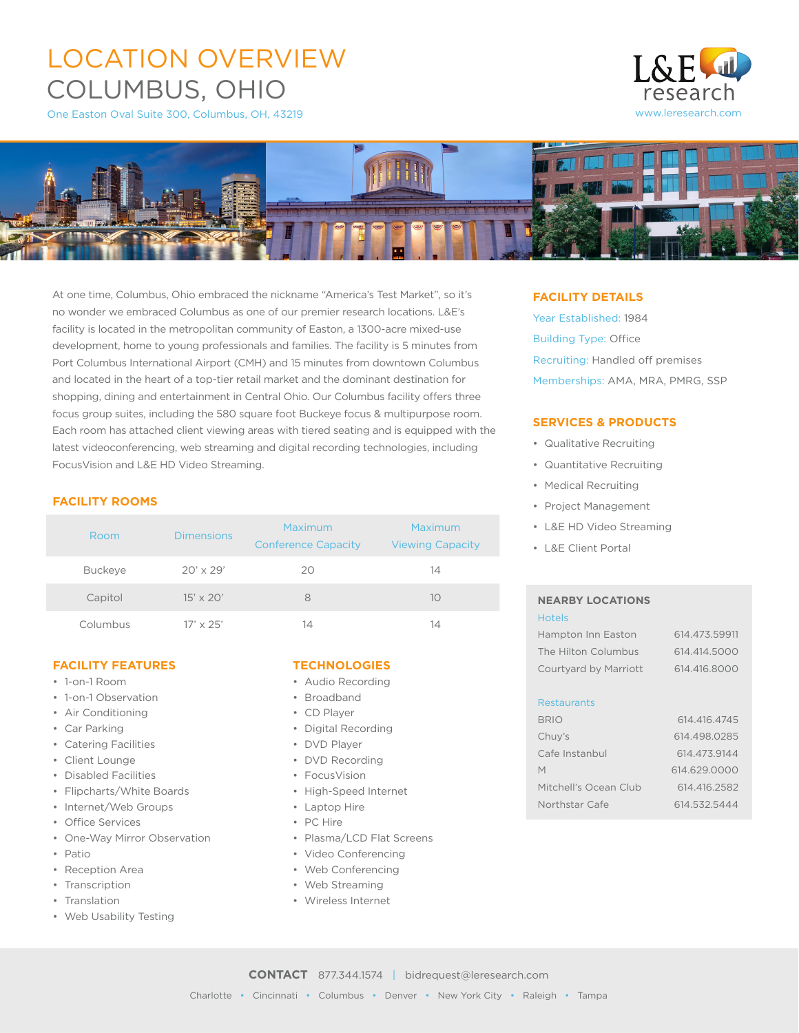# LOCATION OVERVIEW
# COLUMBUS, OHIO

One Easton Oval Suite 300, Columbus, OH, 43219

L&E research
www.leresearch.com

At one time, Columbus, Ohio embraced the nickname "America's Test Market", so it's no wonder we embraced Columbus as one of our premier research locations. L&E's facility is located in the metropolitan community of Easton, a 1300-acre mixed-use development, home to young professionals and families. The facility is 5 minutes from Port Columbus International Airport (CMH) and 15 minutes from downtown Columbus and located in the heart of a top-tier retail market and the dominant destination for shopping, dining and entertainment in Central Ohio. Our Columbus facility offers three focus group suites, including the 580 square foot Buckeye focus & multipurpose room. Each room has attached client viewing areas with tiered seating and is equipped with the latest videoconferencing, web streaming and digital recording technologies, including FocusVision and L&E HD Video Streaming.

## FACILITY ROOMS

| Room | Dimensions | Maximum Conference Capacity | Maximum Viewing Capacity |
|---|---|---|---|
| Buckeye | 20' x 29' | 20 | 14 |
| Capitol | 15' x 20' | 8 | 10 |
| Columbus | 17' x 25' | 14 | 14 |

## FACILITY FEATURES

- 1-on-1 Room
- 1-on-1 Observation
- Air Conditioning
- Car Parking
- Catering Facilities
- Client Lounge
- Disabled Facilities
- Flipcharts/White Boards
- Internet/Web Groups
- Office Services
- One-Way Mirror Observation
- Patio
- Reception Area
- Transcription
- Translation
- Web Usability Testing

## TECHNOLOGIES

- Audio Recording
- Broadband
- CD Player
- Digital Recording
- DVD Player
- DVD Recording
- FocusVision
- High-Speed Internet
- Laptop Hire
- PC Hire
- Plasma/LCD Flat Screens
- Video Conferencing
- Web Conferencing
- Web Streaming
- Wireless Internet

## FACILITY DETAILS

Year Established: 1984
Building Type: Office
Recruiting: Handled off premises
Memberships: AMA, MRA, PMRG, SSP

## SERVICES & PRODUCTS

- Qualitative Recruiting
- Quantitative Recruiting
- Medical Recruiting
- Project Management
- L&E HD Video Streaming
- L&E Client Portal

## NEARBY LOCATIONS

**Hotels**

| | |
|---|---|
| Hampton Inn Easton | 614.473.59911 |
| The Hilton Columbus | 614.414.5000 |
| Courtyard by Marriott | 614.416.8000 |

**Restaurants**

| | |
|---|---|
| BRIO | 614.416.4745 |
| Chuy's | 614.498.0285 |
| Cafe Instanbul | 614.473.9144 |
| M | 614.629.0000 |
| Mitchell's Ocean Club | 614.416.2582 |
| Northstar Cafe | 614.532.5444 |

**CONTACT** 877.344.1574 | bidrequest@leresearch.com

Charlotte • Cincinnati • Columbus • Denver • New York City • Raleigh • Tampa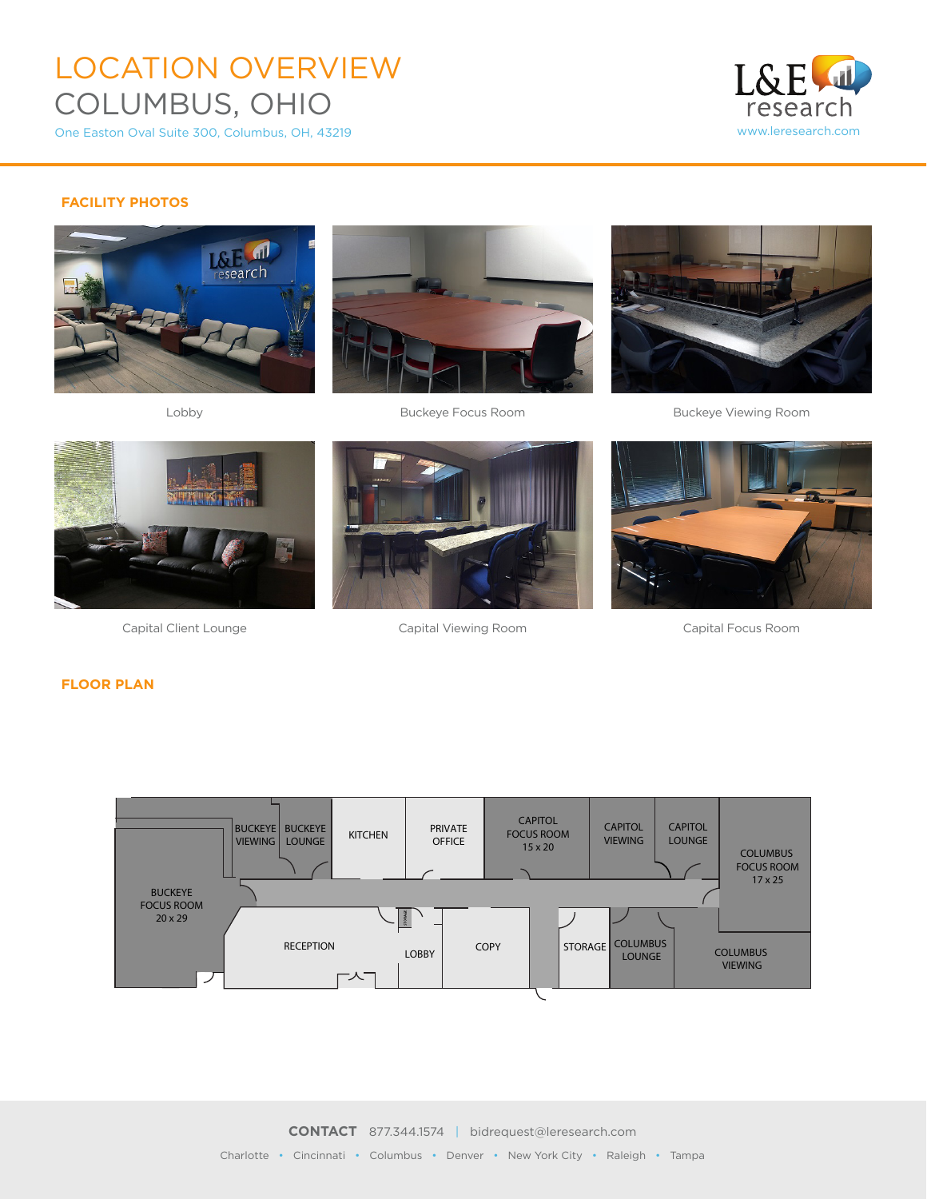# LOCATION OVERVIEW

## COLUMBUS, OHIO

One Easton Oval Suite 300, Columbus, OH, 43219

L&E research
www.leresearch.com

### FACILITY PHOTOS

Lobby

Buckeye Focus Room

Buckeye Viewing Room

Capital Client Lounge

Capital Viewing Room

Capital Focus Room

### FLOOR PLAN

BUCKEYE VIEWING
BUCKEYE LOUNGE
KITCHEN
PRIVATE OFFICE
CAPITOL FOCUS ROOM 15 x 20
CAPITOL VIEWING
CAPITOL LOUNGE
COLUMBUS FOCUS ROOM 17 x 25
BUCKEYE FOCUS ROOM 20 x 29
RECEPTION
LOBBY
COPY
STORAGE
COLUMBUS LOUNGE
COLUMBUS VIEWING

**CONTACT** 877.344.1574 | bidrequest@leresearch.com

Charlotte • Cincinnati • Columbus • Denver • New York City • Raleigh • Tampa